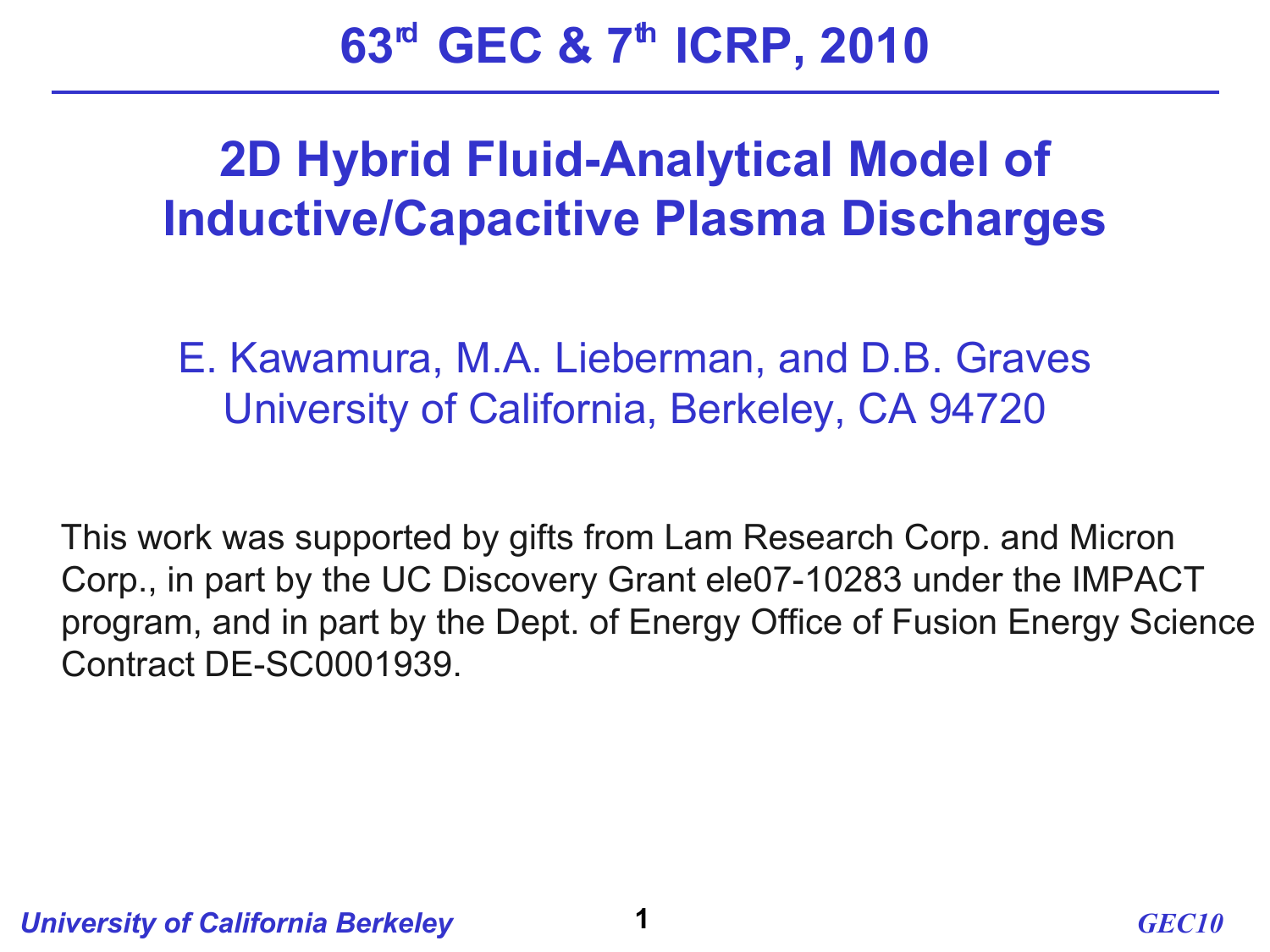# 63rd GEC & 7th ICRP, 2010

## 2D Hybrid Fluid-Analytical Model of Inductive/Capacitive Plasma Discharges

E. Kawamura, M.A. Lieberman, and D.B. Graves
University of California, Berkeley, CA 94720

This work was supported by gifts from Lam Research Corp. and Micron Corp., in part by the UC Discovery Grant ele07-10283 under the IMPACT program, and in part by the Dept. of Energy Office of Fusion Energy Science Contract DE-SC0001939.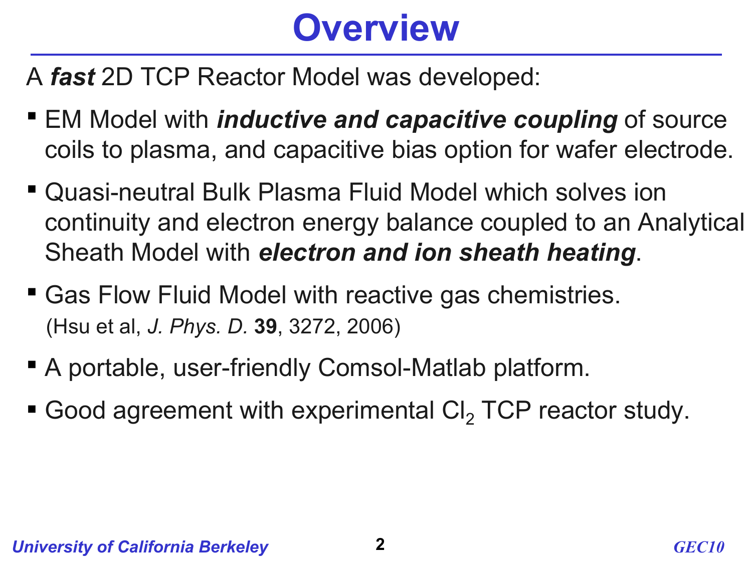# Overview

A ***fast*** 2D TCP Reactor Model was developed:

- EM Model with ***inductive and capacitive coupling*** of source coils to plasma, and capacitive bias option for wafer electrode.
- Quasi-neutral Bulk Plasma Fluid Model which solves ion continuity and electron energy balance coupled to an Analytical Sheath Model with ***electron and ion sheath heating***.
- Gas Flow Fluid Model with reactive gas chemistries.
  (Hsu et al, *J. Phys. D.* **39**, 3272, 2006)
- A portable, user-friendly Comsol-Matlab platform.
- Good agreement with experimental $Cl_2$ TCP reactor study.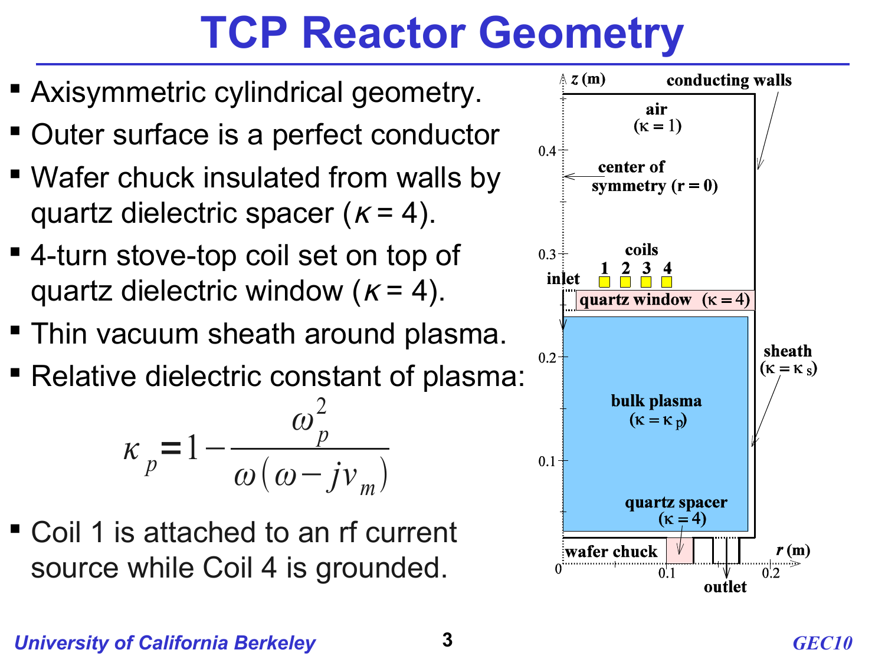# TCP Reactor Geometry

- Axisymmetric cylindrical geometry.
- Outer surface is a perfect conductor
- Wafer chuck insulated from walls by quartz dielectric spacer ($\kappa = 4$).
- 4-turn stove-top coil set on top of quartz dielectric window ($\kappa = 4$).
- Thin vacuum sheath around plasma.
- Relative dielectric constant of plasma:

$$\kappa_p = 1 - \frac{\omega_p^2}{\omega(\omega - j\nu_m)}$$

- Coil 1 is attached to an rf current source while Coil 4 is grounded.

z (m)

conducting walls

air ($\kappa = 1$)

center of symmetry (r = 0)

coils 1 2 3 4

inlet

quartz window ($\kappa = 4$)

sheath ($\kappa = \kappa_s$)

bulk plasma ($\kappa = \kappa_p$)

quartz spacer ($\kappa = 4$)

wafer chuck

outlet

r (m)

0, 0.1, 0.2, 0.3, 0.4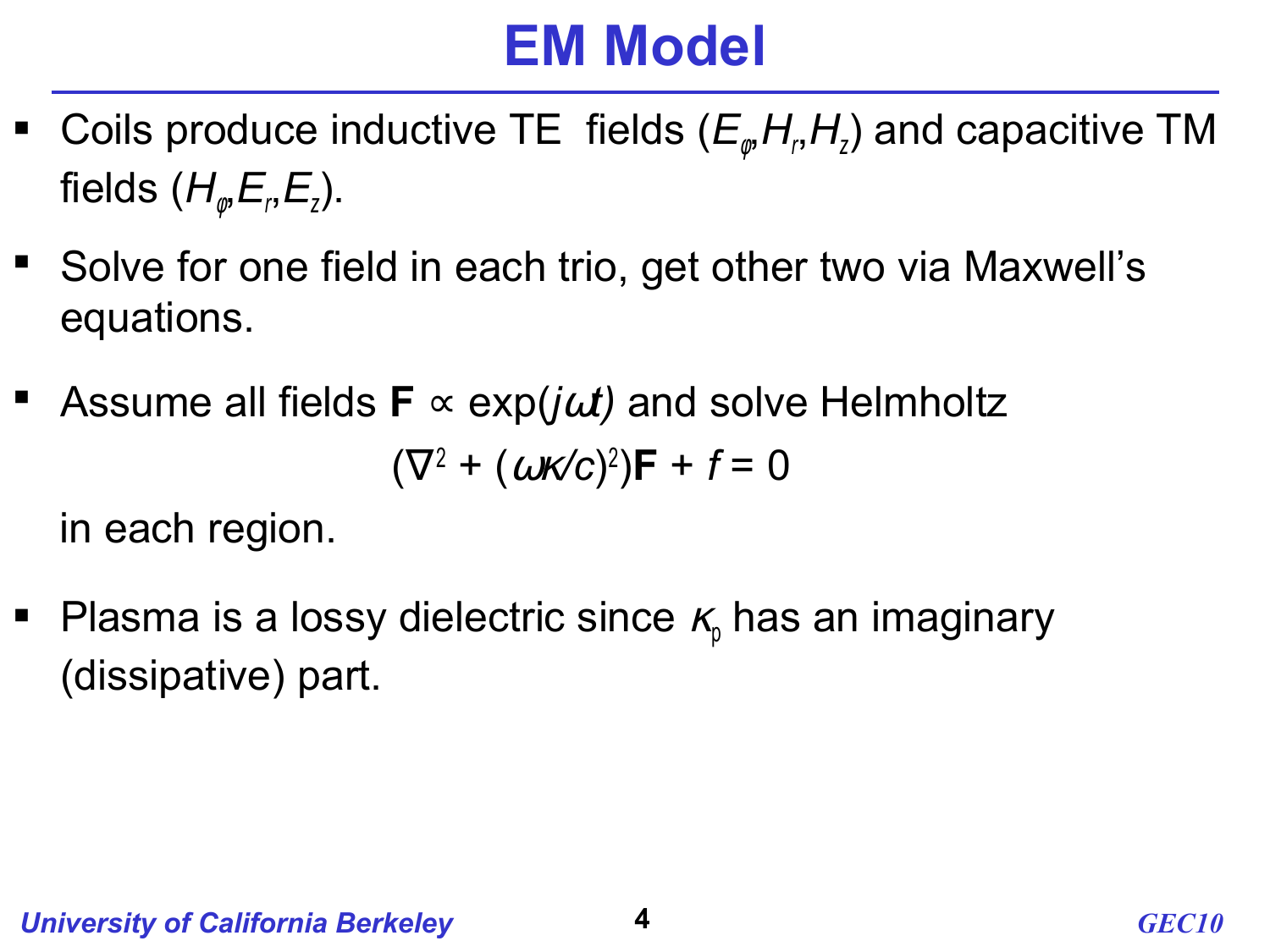# EM Model

- Coils produce inductive TE fields ($E_\varphi, H_r, H_z$) and capacitive TM fields ($H_\varphi, E_r, E_z$).
- Solve for one field in each trio, get other two via Maxwell's equations.
- Assume all fields $\mathbf{F} \propto \exp(j\omega t)$ and solve Helmholtz

$$(\nabla^2 + (\omega\kappa/c)^2)\mathbf{F} + f = 0$$

  in each region.
- Plasma is a lossy dielectric since $\kappa_p$ has an imaginary (dissipative) part.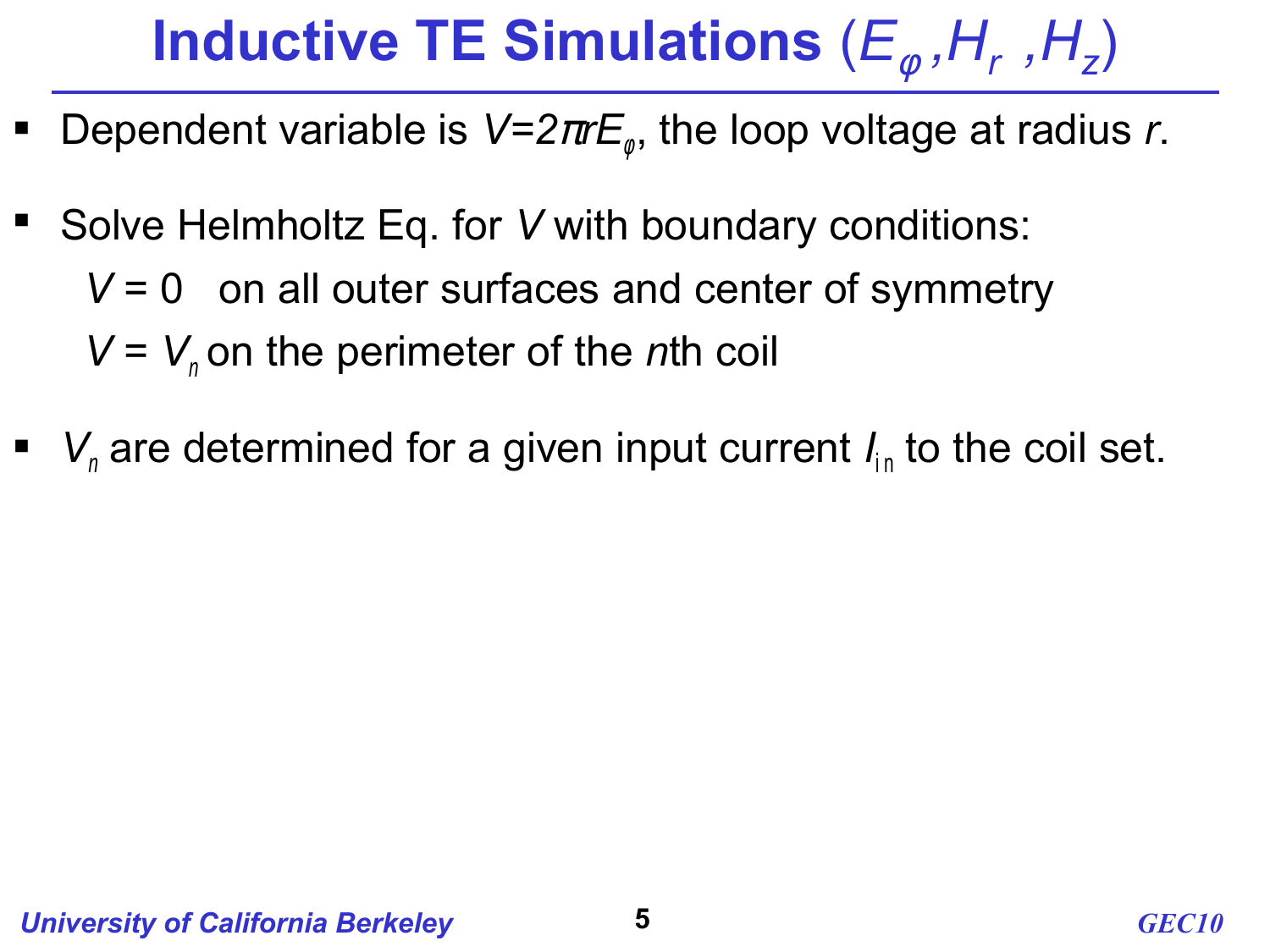# Inductive TE Simulations ($E_\varphi, H_r, H_z$)

- Dependent variable is $V=2\pi r E_\varphi$, the loop voltage at radius $r$.

- Solve Helmholtz Eq. for $V$ with boundary conditions:

  $V = 0$ on all outer surfaces and center of symmetry

  $V = V_n$ on the perimeter of the $n$th coil

- $V_n$ are determined for a given input current $I_{in}$ to the coil set.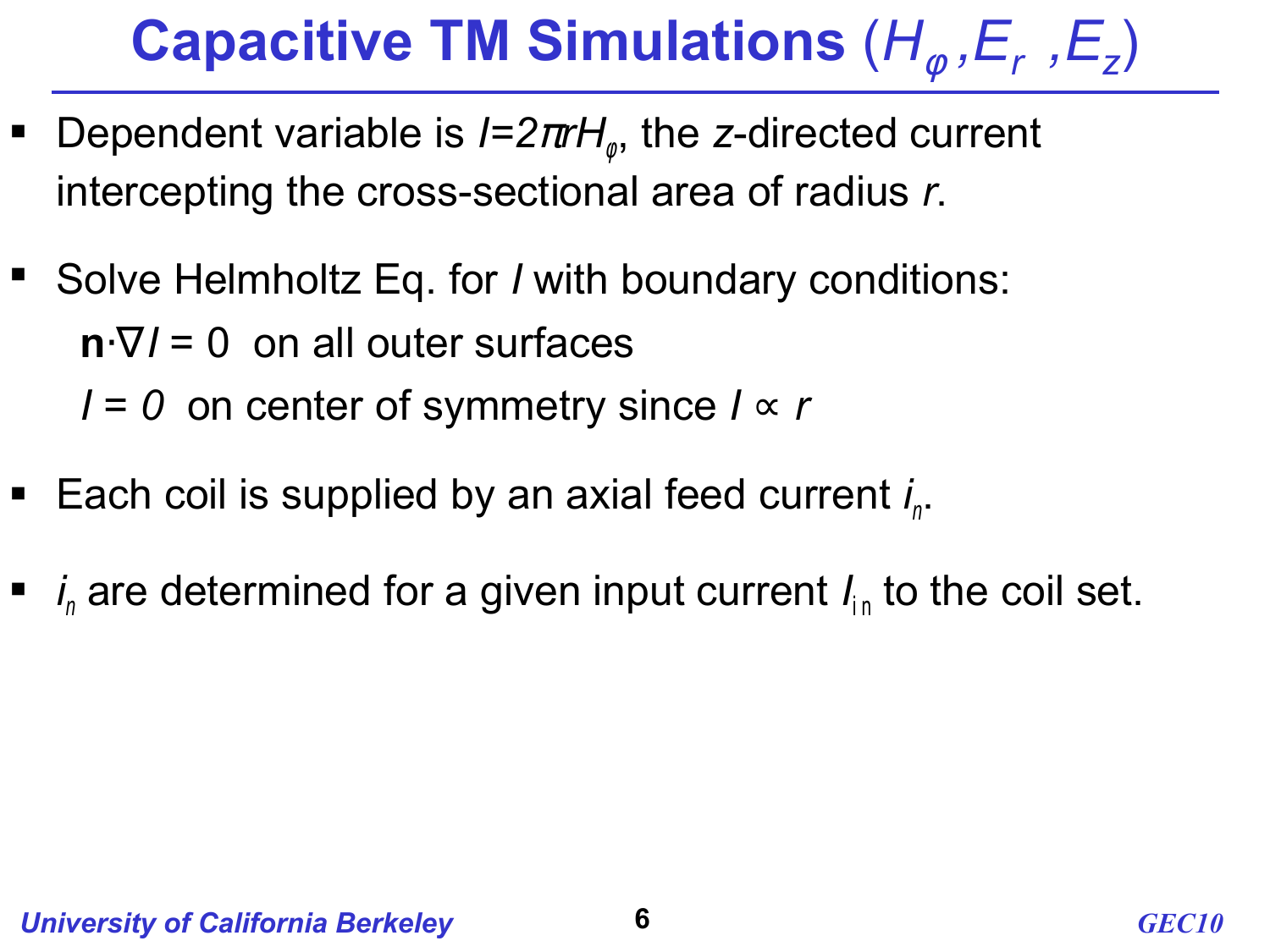# Capacitive TM Simulations ($H_\varphi, E_r, E_z$)

- Dependent variable is $I = 2\pi r H_\varphi$, the $z$-directed current intercepting the cross-sectional area of radius $r$.

- Solve Helmholtz Eq. for $I$ with boundary conditions:

  $\mathbf{n}\cdot\nabla I = 0$ on all outer surfaces

  $I = 0$ on center of symmetry since $I \propto r$

- Each coil is supplied by an axial feed current $i_n$.

- $i_n$ are determined for a given input current $I_{in}$ to the coil set.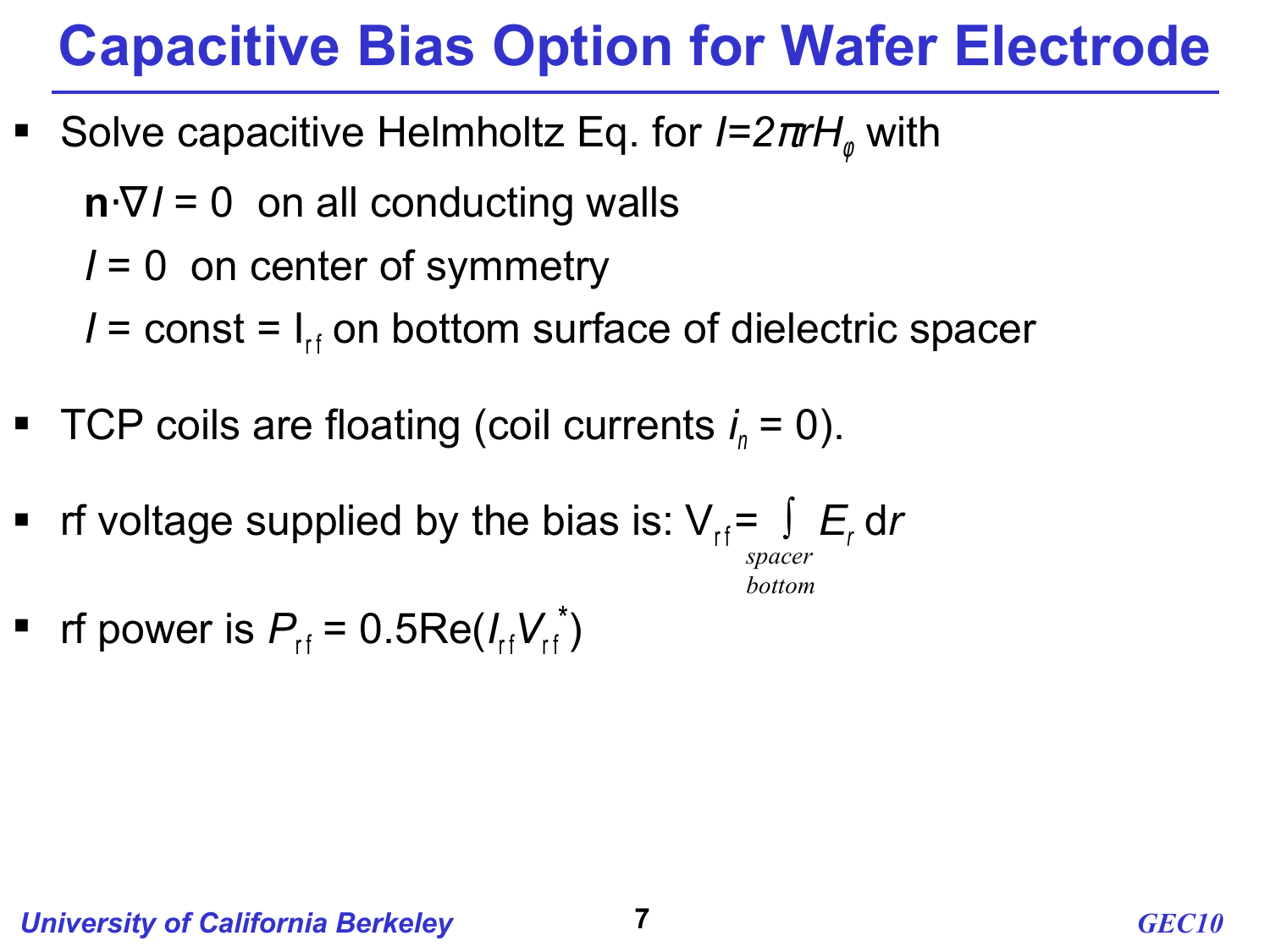# Capacitive Bias Option for Wafer Electrode

- Solve capacitive Helmholtz Eq. for $I=2\pi r H_\varphi$ with

  $\mathbf{n}\cdot\nabla I = 0$ on all conducting walls

  $I = 0$ on center of symmetry

  $I = \text{const} = I_{rf}$ on bottom surface of dielectric spacer

- TCP coils are floating (coil currents $i_n = 0$).

- rf voltage supplied by the bias is: $V_{rf} = \int_{\substack{spacer\\bottom}} E_r \, dr$

- rf power is $P_{rf} = 0.5\mathrm{Re}(I_{rf} V_{rf}^*)$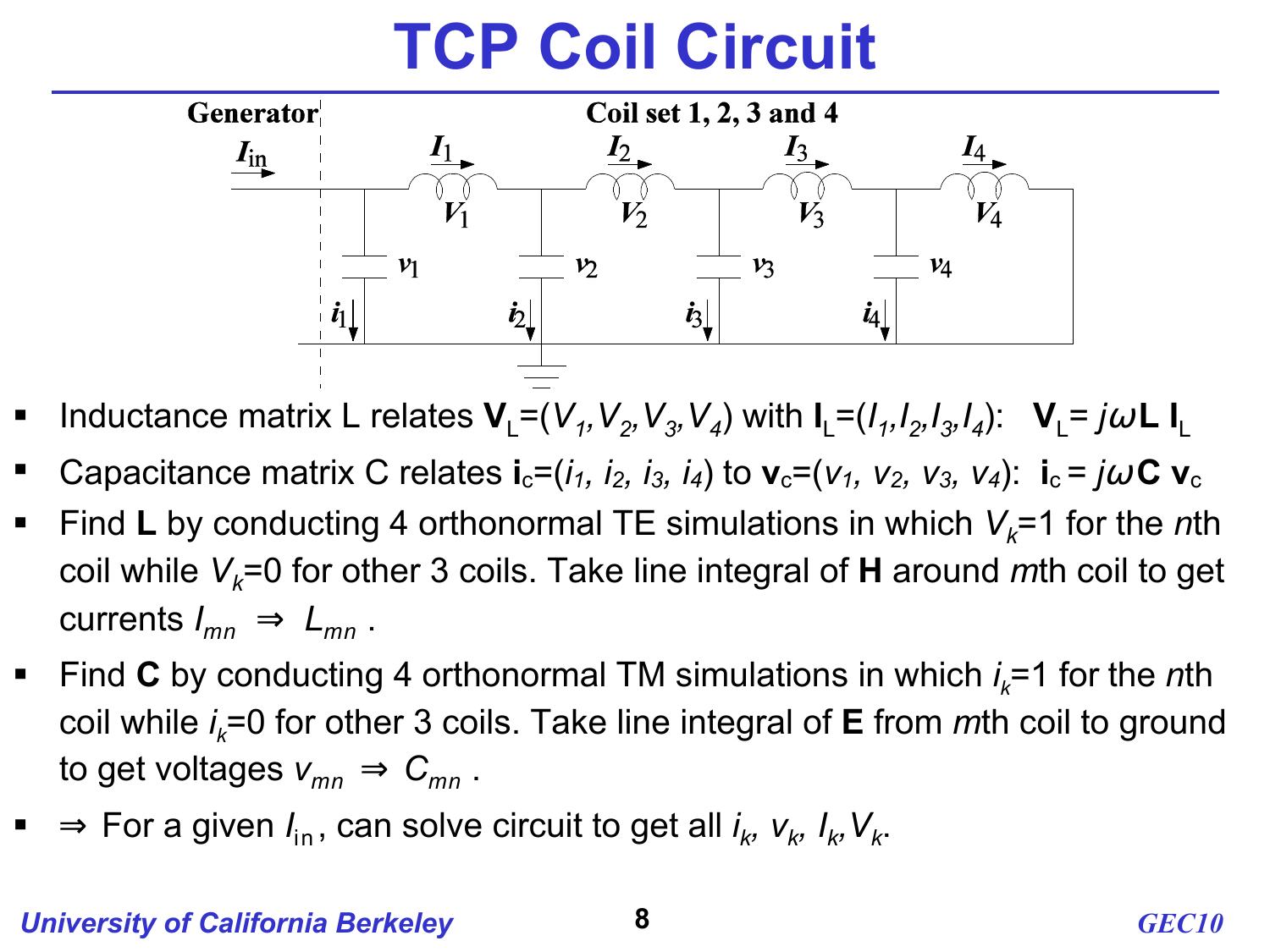# TCP Coil Circuit

- Inductance matrix L relates $\mathbf{V}_\mathrm{L}=(V_1,V_2,V_3,V_4)$ with $\mathbf{I}_\mathrm{L}=(I_1,I_2,I_3,I_4)$: $\mathbf{V}_\mathrm{L}= j\omega\mathbf{L}\,\mathbf{I}_\mathrm{L}$
- Capacitance matrix C relates $\mathbf{i}_\mathrm{c}=(i_1, i_2, i_3, i_4)$ to $\mathbf{v}_\mathrm{c}=(v_1, v_2, v_3, v_4)$: $\mathbf{i}_\mathrm{c} = j\omega\mathbf{C}\,\mathbf{v}_\mathrm{c}$
- Find **L** by conducting 4 orthonormal TE simulations in which $V_k$=1 for the *n*th coil while $V_k$=0 for other 3 coils. Take line integral of **H** around *m*th coil to get currents $I_{mn} \Rightarrow L_{mn}$ .
- Find **C** by conducting 4 orthonormal TM simulations in which $i_k$=1 for the *n*th coil while $i_k$=0 for other 3 coils. Take line integral of **E** from *m*th coil to ground to get voltages $v_{mn} \Rightarrow C_{mn}$ .
- $\Rightarrow$ For a given $I_\mathrm{in}$, can solve circuit to get all $i_k$, $v_k$, $I_k$, $V_k$.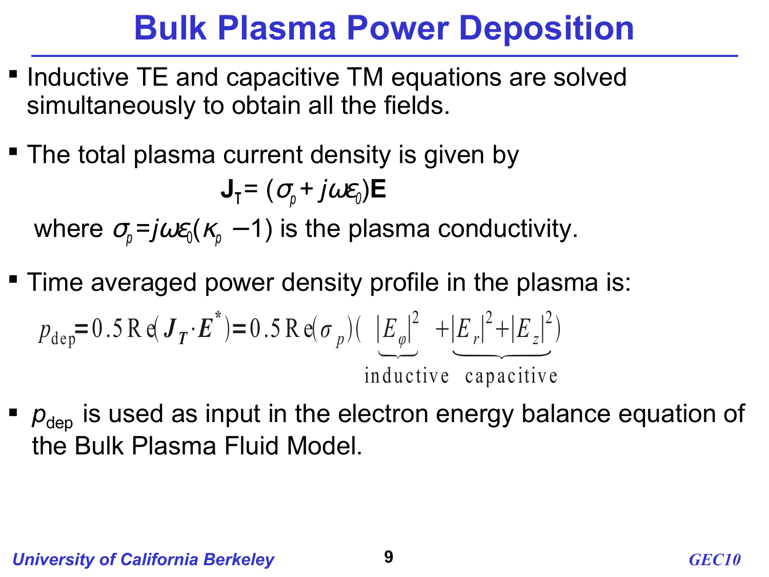# Bulk Plasma Power Deposition

- Inductive TE and capacitive TM equations are solved simultaneously to obtain all the fields.

- The total plasma current density is given by

$$\mathbf{J}_T = (\sigma_p + j\omega\varepsilon_0)\mathbf{E}$$

  where $\sigma_p = j\omega\varepsilon_0(\kappa_p - 1)$ is the plasma conductivity.

- Time averaged power density profile in the plasma is:

$$p_{\text{dep}} = 0.5\,\mathrm{Re}(\boldsymbol{J_T} \cdot \boldsymbol{E}^*) = 0.5\,\mathrm{Re}(\sigma_p)(\underbrace{|E_\varphi|^2}_{\text{inductive}} + \underbrace{|E_r|^2 + |E_z|^2}_{\text{capacitive}})$$

- $p_{\text{dep}}$ is used as input in the electron energy balance equation of the Bulk Plasma Fluid Model.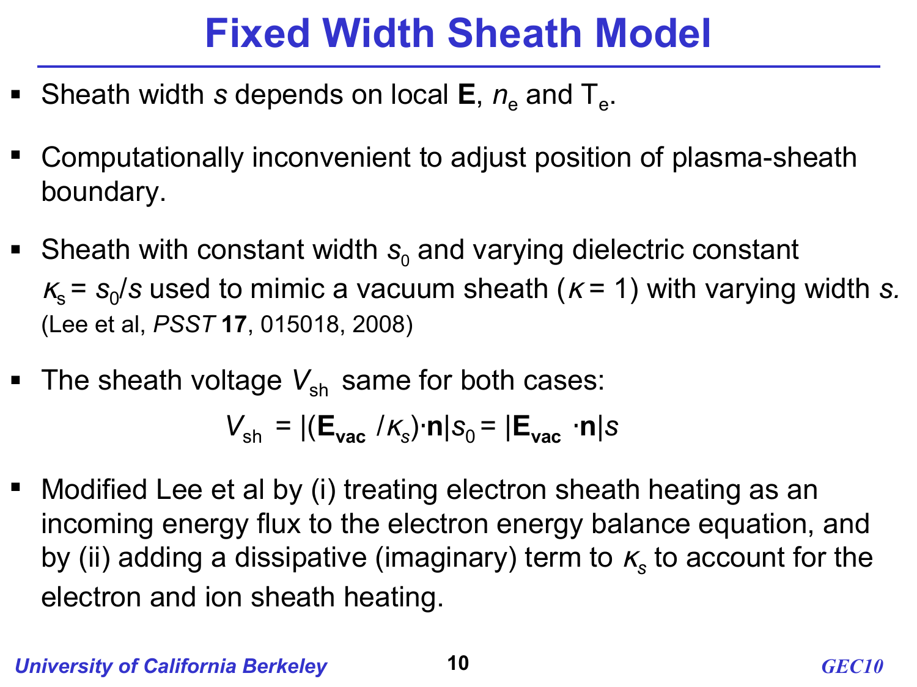# Fixed Width Sheath Model

- Sheath width $s$ depends on local **E**, $n_e$ and $T_e$.
- Computationally inconvenient to adjust position of plasma-sheath boundary.
- Sheath with constant width $s_0$ and varying dielectric constant $\kappa_s = s_0/s$ used to mimic a vacuum sheath ($\kappa = 1$) with varying width $s$.
  (Lee et al, *PSST* **17**, 015018, 2008)
- The sheath voltage $V_{sh}$ same for both cases:

$$V_{sh} = |(\mathbf{E}_{\mathbf{vac}} / \kappa_s)\cdot\mathbf{n}|s_0 = |\mathbf{E}_{\mathbf{vac}} \cdot\mathbf{n}|s$$

- Modified Lee et al by (i) treating electron sheath heating as an incoming energy flux to the electron energy balance equation, and by (ii) adding a dissipative (imaginary) term to $\kappa_s$ to account for the electron and ion sheath heating.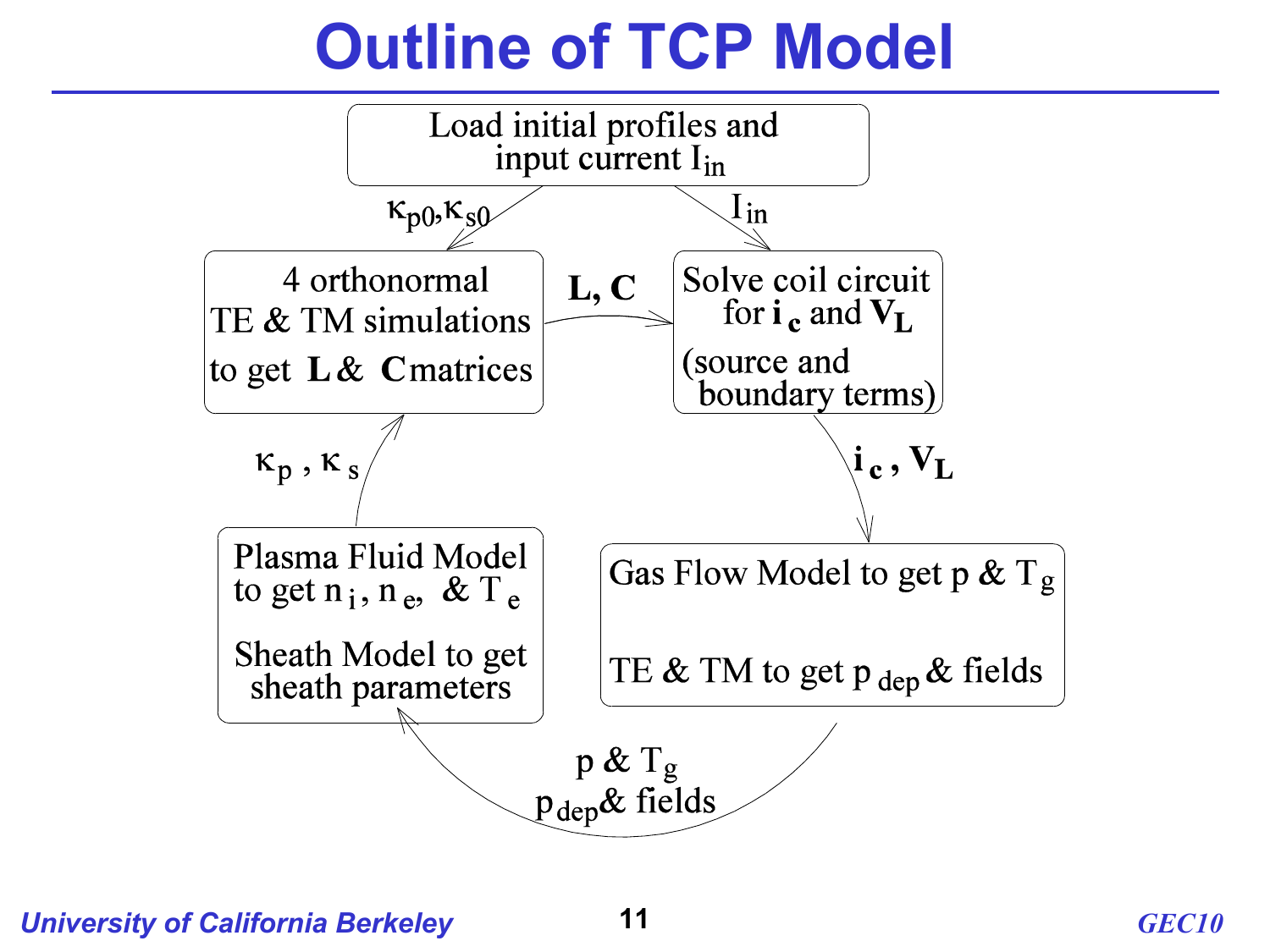# Outline of TCP Model

**Load initial profiles and input current $I_{in}$**

- → ($\kappa_{p0}, \kappa_{s0}$) → **4 orthonormal TE & TM simulations to get L & C matrices**
- → ($I_{in}$) → **Solve coil circuit for $\mathbf{i_c}$ and $\mathbf{V_L}$ (source and boundary terms)**

**4 orthonormal TE & TM simulations to get L & C matrices** → (**L, C**) → **Solve coil circuit for $\mathbf{i_c}$ and $\mathbf{V_L}$ (source and boundary terms)**

**Solve coil circuit** → ($\mathbf{i_c}$, $\mathbf{V_L}$) → **Gas Flow Model to get p & $T_g$; TE & TM to get $p_{dep}$ & fields**

**Gas Flow Model / TE & TM** → (p & $T_g$, $p_{dep}$ & fields) → **Plasma Fluid Model to get $n_i$, $n_e$, & $T_e$; Sheath Model to get sheath parameters**

**Plasma Fluid Model / Sheath Model** → ($\kappa_p$, $\kappa_s$) → **4 orthonormal TE & TM simulations to get L & C matrices**

University of California Berkeley — GEC10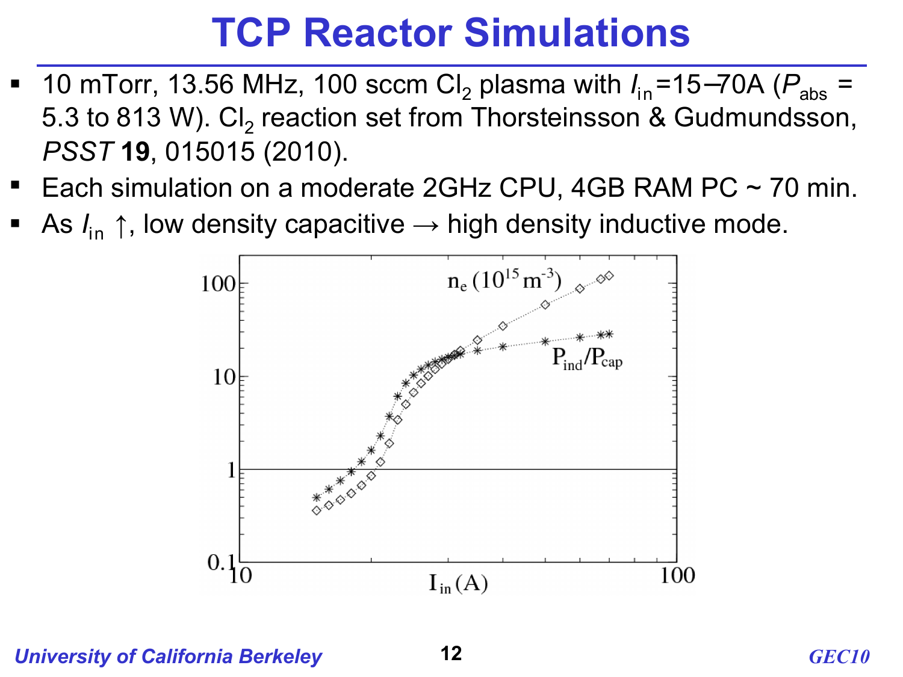# TCP Reactor Simulations

- 10 mTorr, 13.56 MHz, 100 sccm $Cl_2$ plasma with $I_{in}$=15–70A ($P_{abs}$ = 5.3 to 813 W). $Cl_2$ reaction set from Thorsteinsson & Gudmundsson, *PSST* **19**, 015015 (2010).
- Each simulation on a moderate 2GHz CPU, 4GB RAM PC ~ 70 min.
- As $I_{in}$ ↑, low density capacitive → high density inductive mode.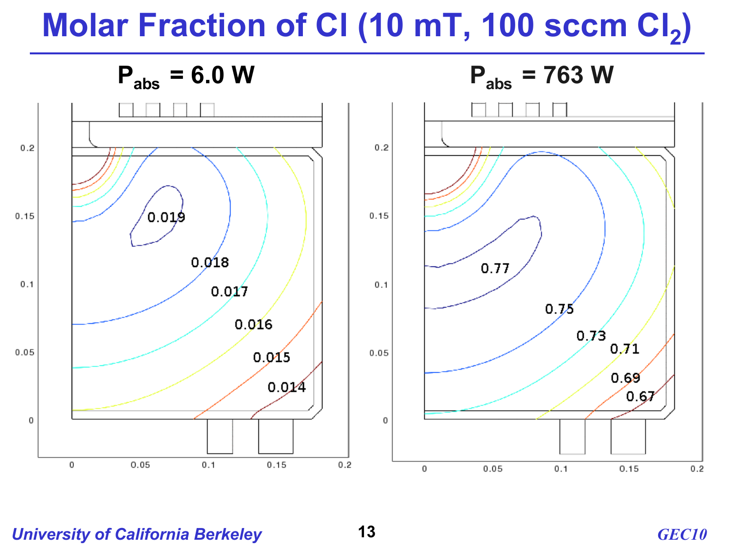# Molar Fraction of Cl (10 mT, 100 sccm $Cl_2$)

$P_{abs}$ = 6.0 W

$P_{abs}$ = 763 W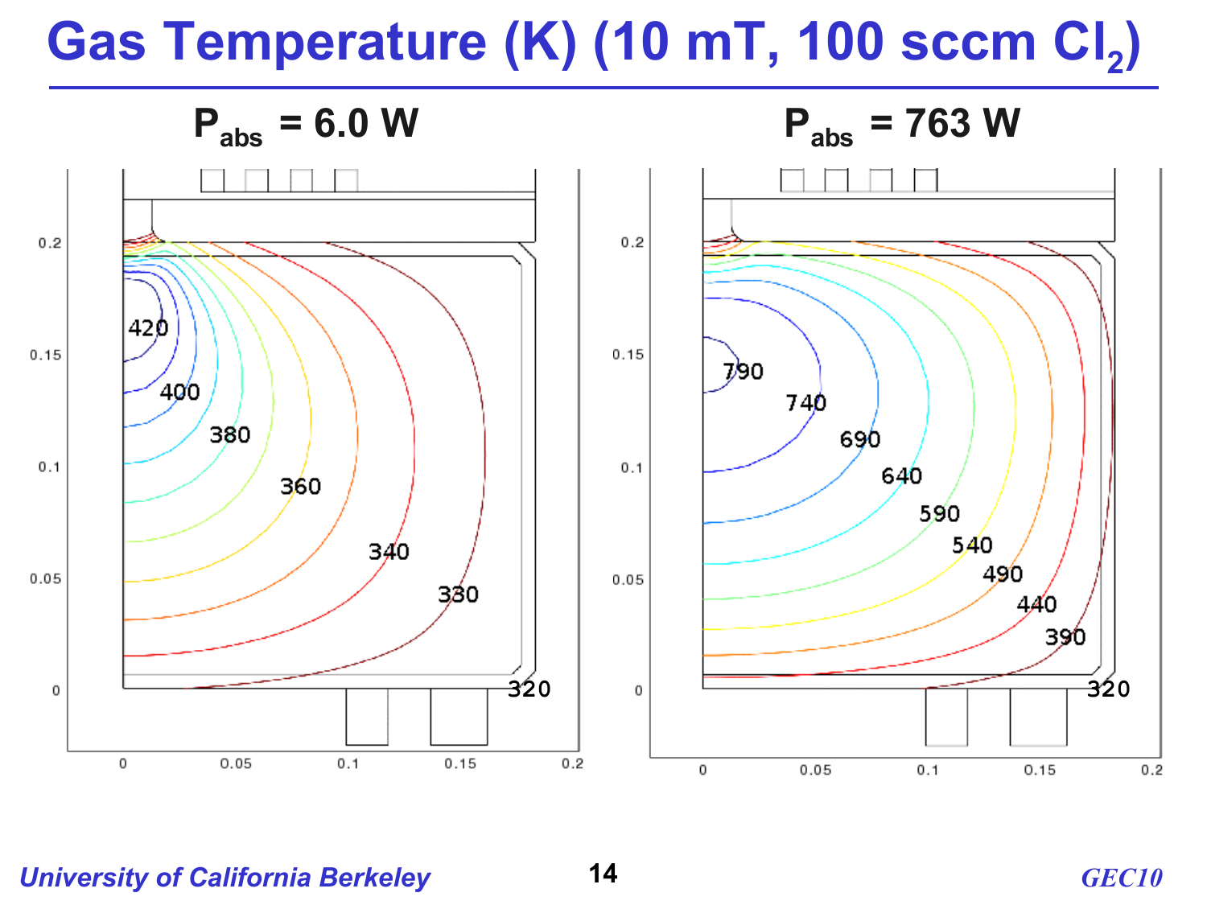# Gas Temperature (K) (10 mT, 100 sccm $Cl_2$)

$P_{abs}$ = 6.0 W

$P_{abs}$ = 763 W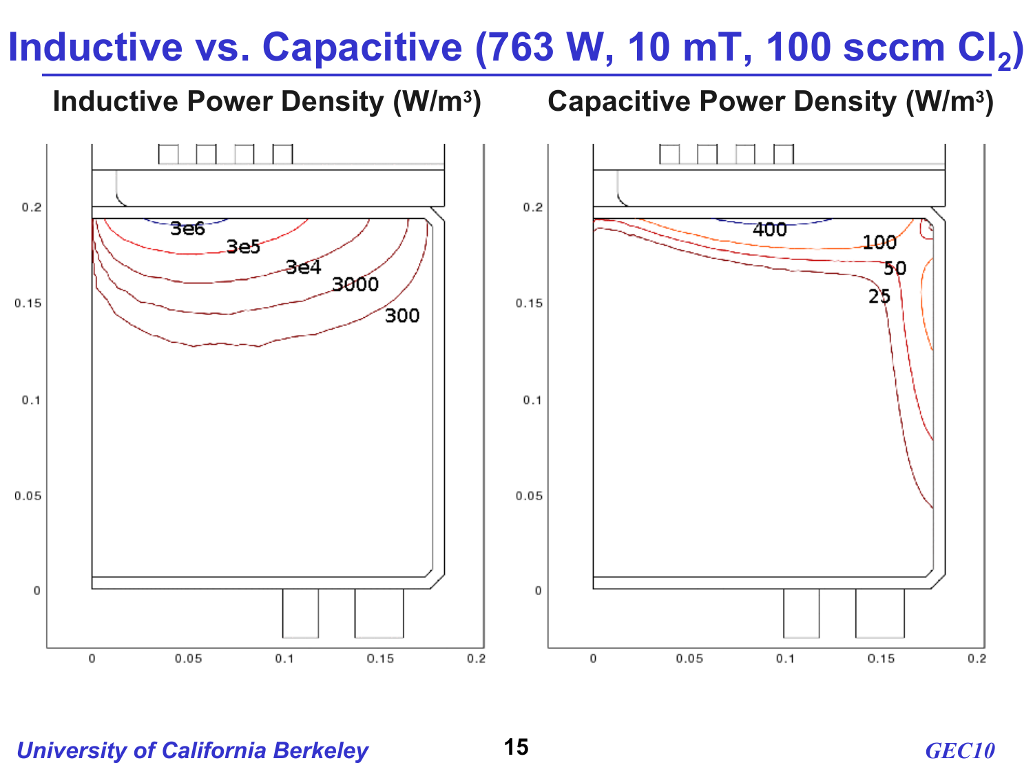# Inductive vs. Capacitive (763 W, 10 mT, 100 sccm $Cl_2$)

**Inductive Power Density ($W/m^3$)**

**Capacitive Power Density ($W/m^3$)**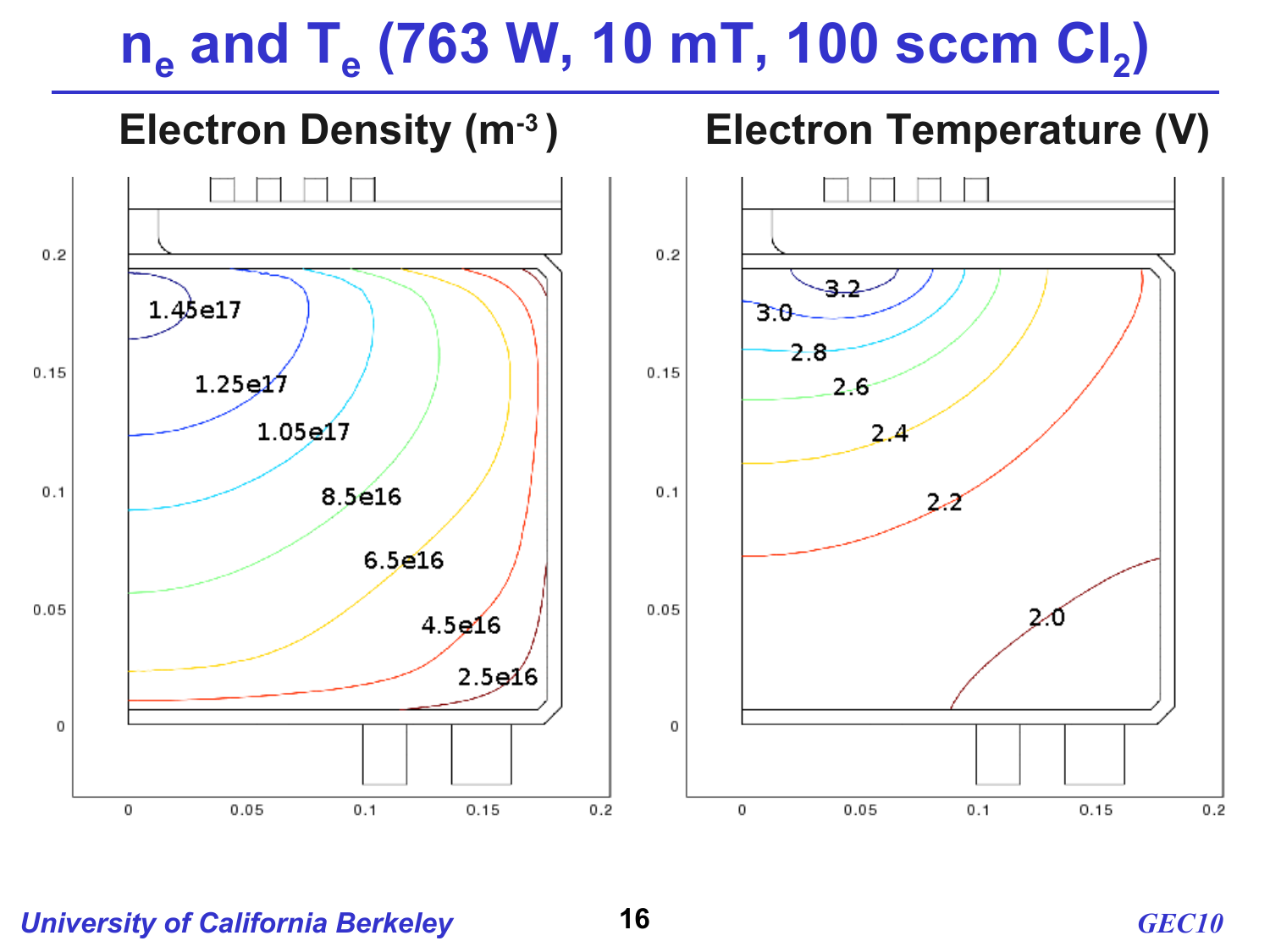# $n_e$ and $T_e$ (763 W, 10 mT, 100 sccm $Cl_2$)

**Electron Density ($m^{-3}$)**

**Electron Temperature (V)**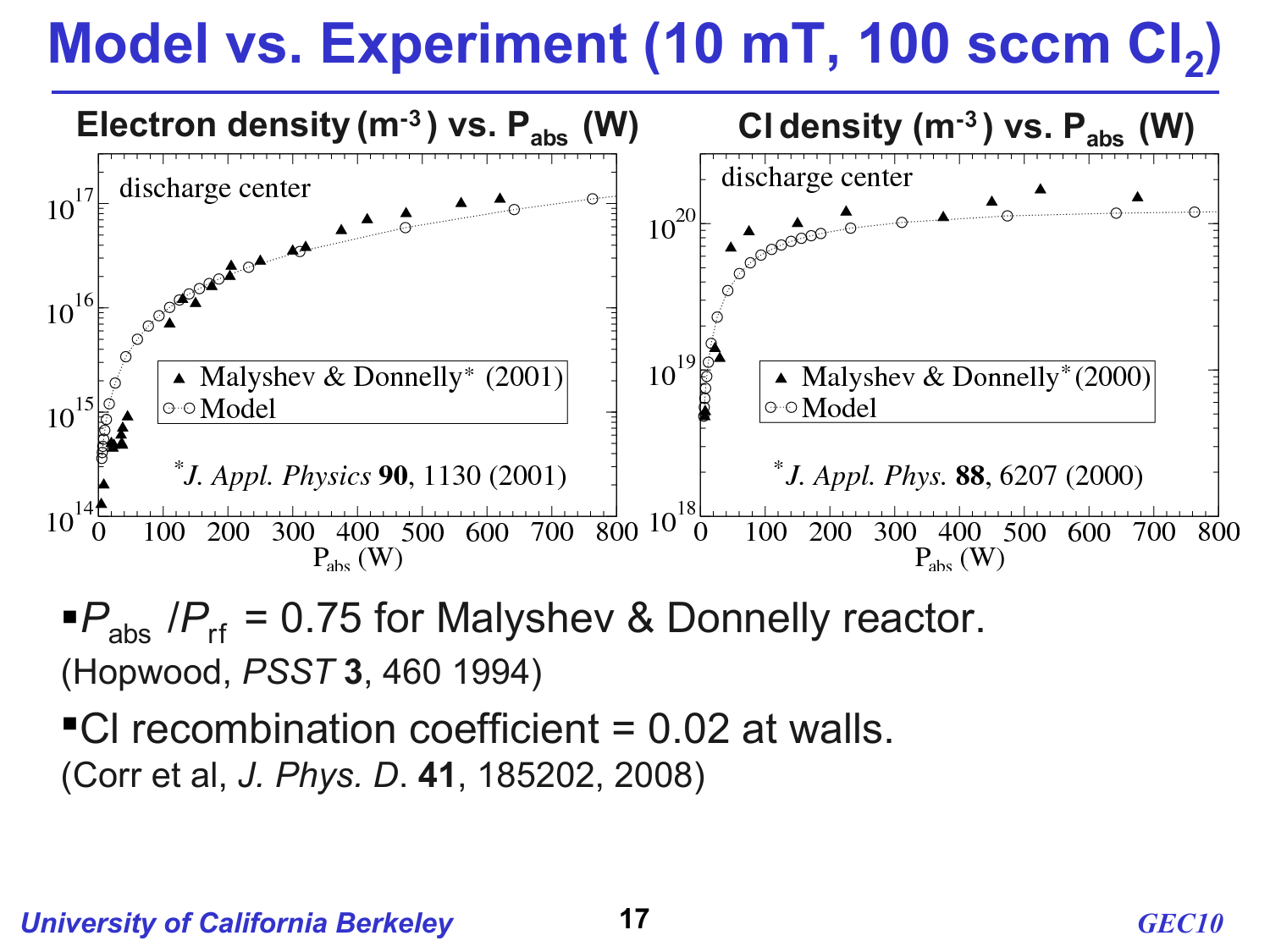# Model vs. Experiment (10 mT, 100 sccm $Cl_2$)

**Electron density ($m^{-3}$) vs. $P_{abs}$ (W)**

discharge center

▲ Malyshev & Donnelly* (2001)
○ Model

*J. Appl. Physics **90**, 1130 (2001)

$P_{abs}$ (W)

**Cl density ($m^{-3}$) vs. $P_{abs}$ (W)**

discharge center

▲ Malyshev & Donnelly* (2000)
○ Model

*J. Appl. Phys. **88**, 6207 (2000)

$P_{abs}$ (W)

- $P_{abs}/P_{rf}$ = 0.75 for Malyshev & Donnelly reactor.

(Hopwood, *PSST* **3**, 460 1994)

- Cl recombination coefficient = 0.02 at walls.

(Corr et al, *J. Phys. D*. **41**, 185202, 2008)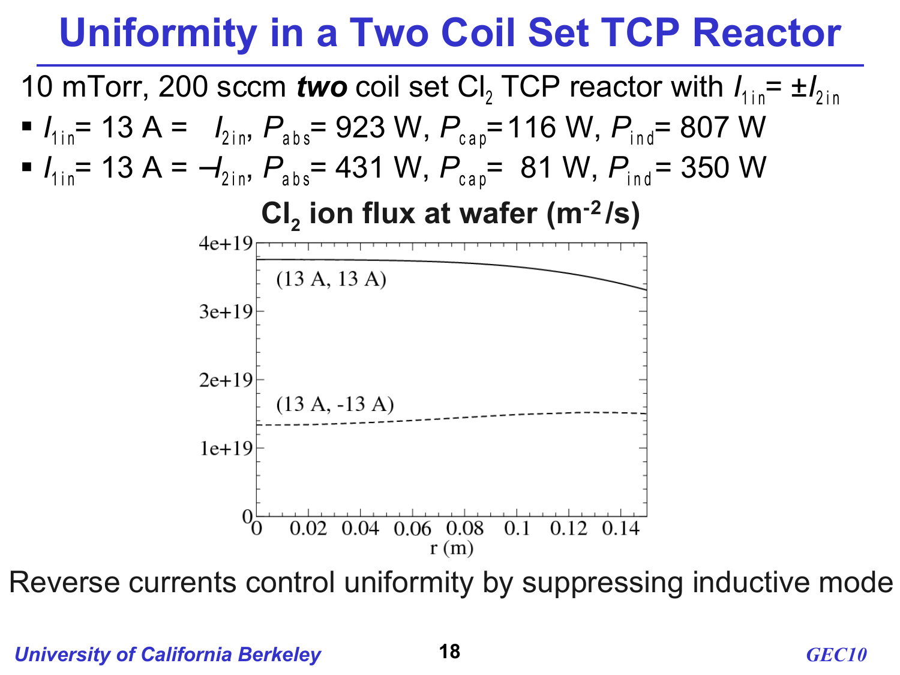# Uniformity in a Two Coil Set TCP Reactor

10 mTorr, 200 sccm ***two*** coil set $Cl_2$ TCP reactor with $I_{1in} = \pm I_{2in}$

- $I_{1in}$ = 13 A = $I_{2in}$, $P_{abs}$ = 923 W, $P_{cap}$ = 116 W, $P_{ind}$ = 807 W
- $I_{1in}$ = 13 A = $-I_{2in}$, $P_{abs}$ = 431 W, $P_{cap}$ = 81 W, $P_{ind}$ = 350 W

**$Cl_2$ ion flux at wafer ($m^{-2}$/s)**

Reverse currents control uniformity by suppressing inductive mode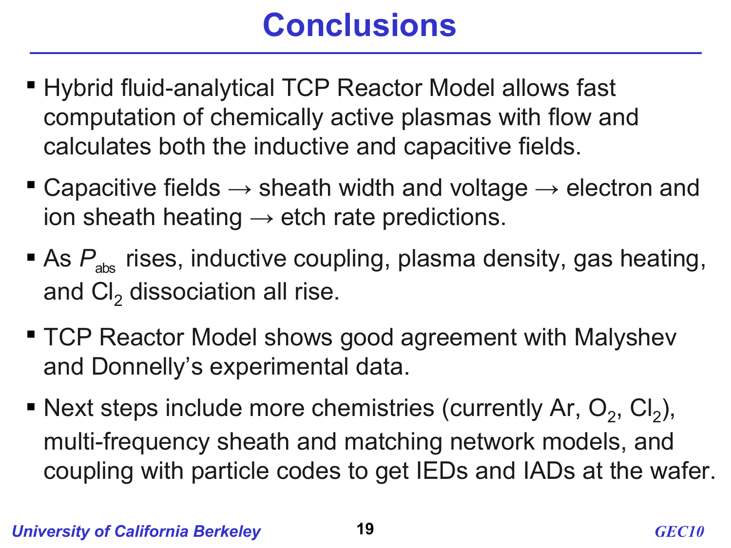# Conclusions

- Hybrid fluid-analytical TCP Reactor Model allows fast computation of chemically active plasmas with flow and calculates both the inductive and capacitive fields.
- Capacitive fields → sheath width and voltage → electron and ion sheath heating → etch rate predictions.
- As $P_{abs}$ rises, inductive coupling, plasma density, gas heating, and $Cl_2$ dissociation all rise.
- TCP Reactor Model shows good agreement with Malyshev and Donnelly's experimental data.
- Next steps include more chemistries (currently Ar, $O_2$, $Cl_2$), multi-frequency sheath and matching network models, and coupling with particle codes to get IEDs and IADs at the wafer.